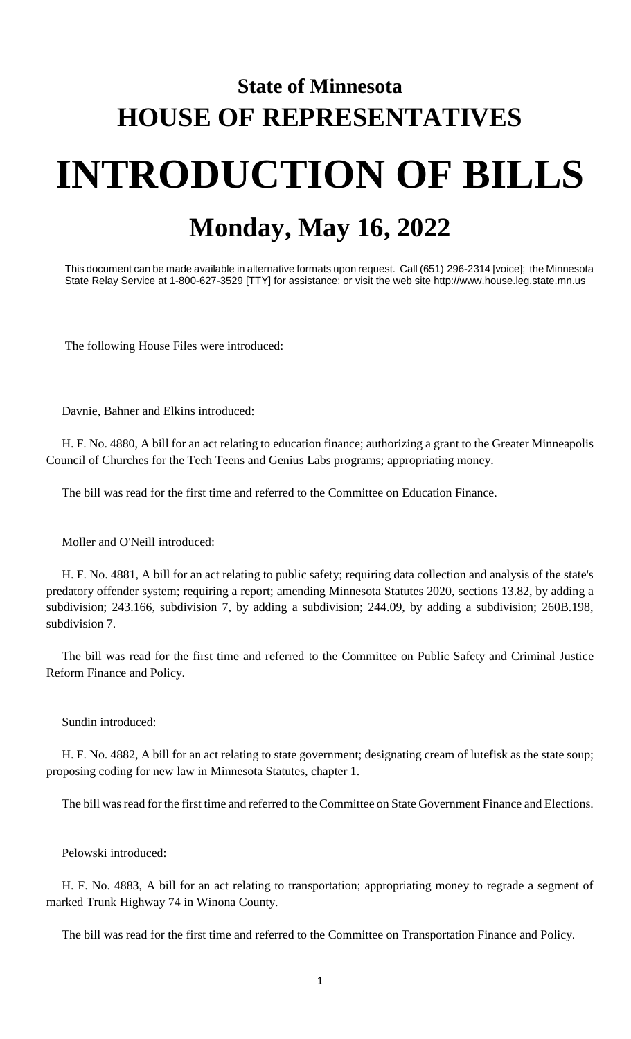# State of Minnesota
# HOUSE OF REPRESENTATIVES

# INTRODUCTION OF BILLS

## Monday, May 16, 2022

This document can be made available in alternative formats upon request. Call (651) 296-2314 [voice]; the Minnesota State Relay Service at 1-800-627-3529 [TTY] for assistance; or visit the web site http://www.house.leg.state.mn.us

The following House Files were introduced:

Davnie, Bahner and Elkins introduced:

H. F. No. 4880, A bill for an act relating to education finance; authorizing a grant to the Greater Minneapolis Council of Churches for the Tech Teens and Genius Labs programs; appropriating money.

The bill was read for the first time and referred to the Committee on Education Finance.

Moller and O'Neill introduced:

H. F. No. 4881, A bill for an act relating to public safety; requiring data collection and analysis of the state's predatory offender system; requiring a report; amending Minnesota Statutes 2020, sections 13.82, by adding a subdivision; 243.166, subdivision 7, by adding a subdivision; 244.09, by adding a subdivision; 260B.198, subdivision 7.

The bill was read for the first time and referred to the Committee on Public Safety and Criminal Justice Reform Finance and Policy.

Sundin introduced:

H. F. No. 4882, A bill for an act relating to state government; designating cream of lutefisk as the state soup; proposing coding for new law in Minnesota Statutes, chapter 1.

The bill was read for the first time and referred to the Committee on State Government Finance and Elections.

Pelowski introduced:

H. F. No. 4883, A bill for an act relating to transportation; appropriating money to regrade a segment of marked Trunk Highway 74 in Winona County.

The bill was read for the first time and referred to the Committee on Transportation Finance and Policy.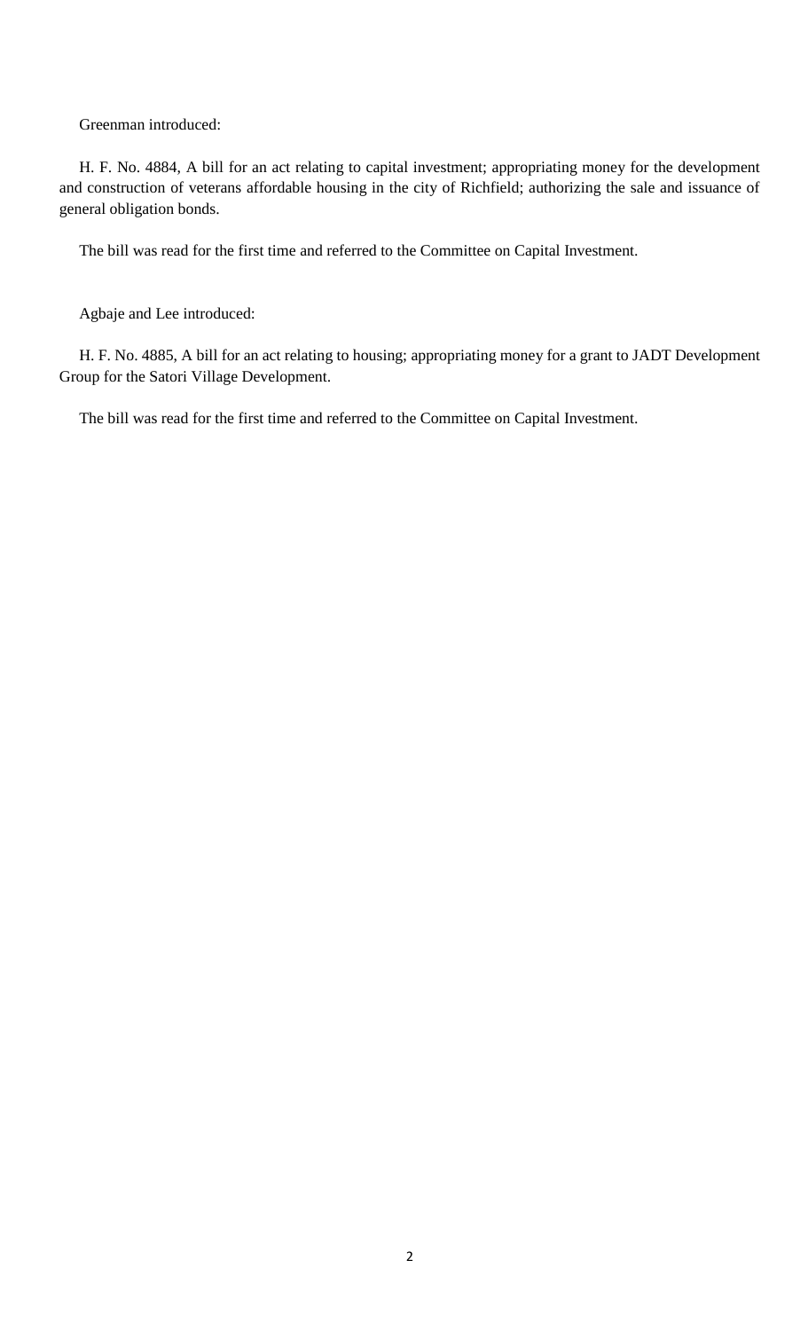Greenman introduced:

H. F. No. 4884, A bill for an act relating to capital investment; appropriating money for the development and construction of veterans affordable housing in the city of Richfield; authorizing the sale and issuance of general obligation bonds.

The bill was read for the first time and referred to the Committee on Capital Investment.

Agbaje and Lee introduced:

H. F. No. 4885, A bill for an act relating to housing; appropriating money for a grant to JADT Development Group for the Satori Village Development.

The bill was read for the first time and referred to the Committee on Capital Investment.